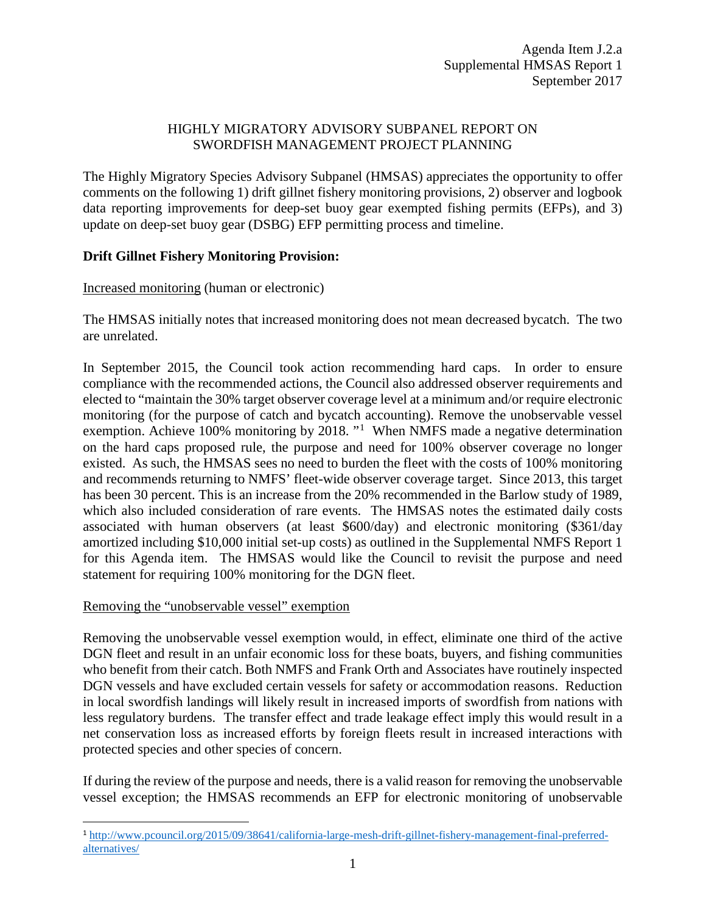Agenda Item J.2.a
Supplemental HMSAS Report 1
September 2017

# HIGHLY MIGRATORY ADVISORY SUBPANEL REPORT ON SWORDFISH MANAGEMENT PROJECT PLANNING

The Highly Migratory Species Advisory Subpanel (HMSAS) appreciates the opportunity to offer comments on the following 1) drift gillnet fishery monitoring provisions, 2) observer and logbook data reporting improvements for deep-set buoy gear exempted fishing permits (EFPs), and 3) update on deep-set buoy gear (DSBG) EFP permitting process and timeline.

**Drift Gillnet Fishery Monitoring Provision:**

<u>Increased monitoring</u> (human or electronic)

The HMSAS initially notes that increased monitoring does not mean decreased bycatch. The two are unrelated.

In September 2015, the Council took action recommending hard caps. In order to ensure compliance with the recommended actions, the Council also addressed observer requirements and elected to "maintain the 30% target observer coverage level at a minimum and/or require electronic monitoring (for the purpose of catch and bycatch accounting). Remove the unobservable vessel exemption. Achieve 100% monitoring by 2018. "[1] When NMFS made a negative determination on the hard caps proposed rule, the purpose and need for 100% observer coverage no longer existed. As such, the HMSAS sees no need to burden the fleet with the costs of 100% monitoring and recommends returning to NMFS' fleet-wide observer coverage target. Since 2013, this target has been 30 percent. This is an increase from the 20% recommended in the Barlow study of 1989, which also included consideration of rare events. The HMSAS notes the estimated daily costs associated with human observers (at least $600/day) and electronic monitoring ($361/day amortized including $10,000 initial set-up costs) as outlined in the Supplemental NMFS Report 1 for this Agenda item. The HMSAS would like the Council to revisit the purpose and need statement for requiring 100% monitoring for the DGN fleet.

<u>Removing the "unobservable vessel" exemption</u>

Removing the unobservable vessel exemption would, in effect, eliminate one third of the active DGN fleet and result in an unfair economic loss for these boats, buyers, and fishing communities who benefit from their catch. Both NMFS and Frank Orth and Associates have routinely inspected DGN vessels and have excluded certain vessels for safety or accommodation reasons. Reduction in local swordfish landings will likely result in increased imports of swordfish from nations with less regulatory burdens. The transfer effect and trade leakage effect imply this would result in a net conservation loss as increased efforts by foreign fleets result in increased interactions with protected species and other species of concern.

If during the review of the purpose and needs, there is a valid reason for removing the unobservable vessel exception; the HMSAS recommends an EFP for electronic monitoring of unobservable

[1] http://www.pcouncil.org/2015/09/38641/california-large-mesh-drift-gillnet-fishery-management-final-preferred-alternatives/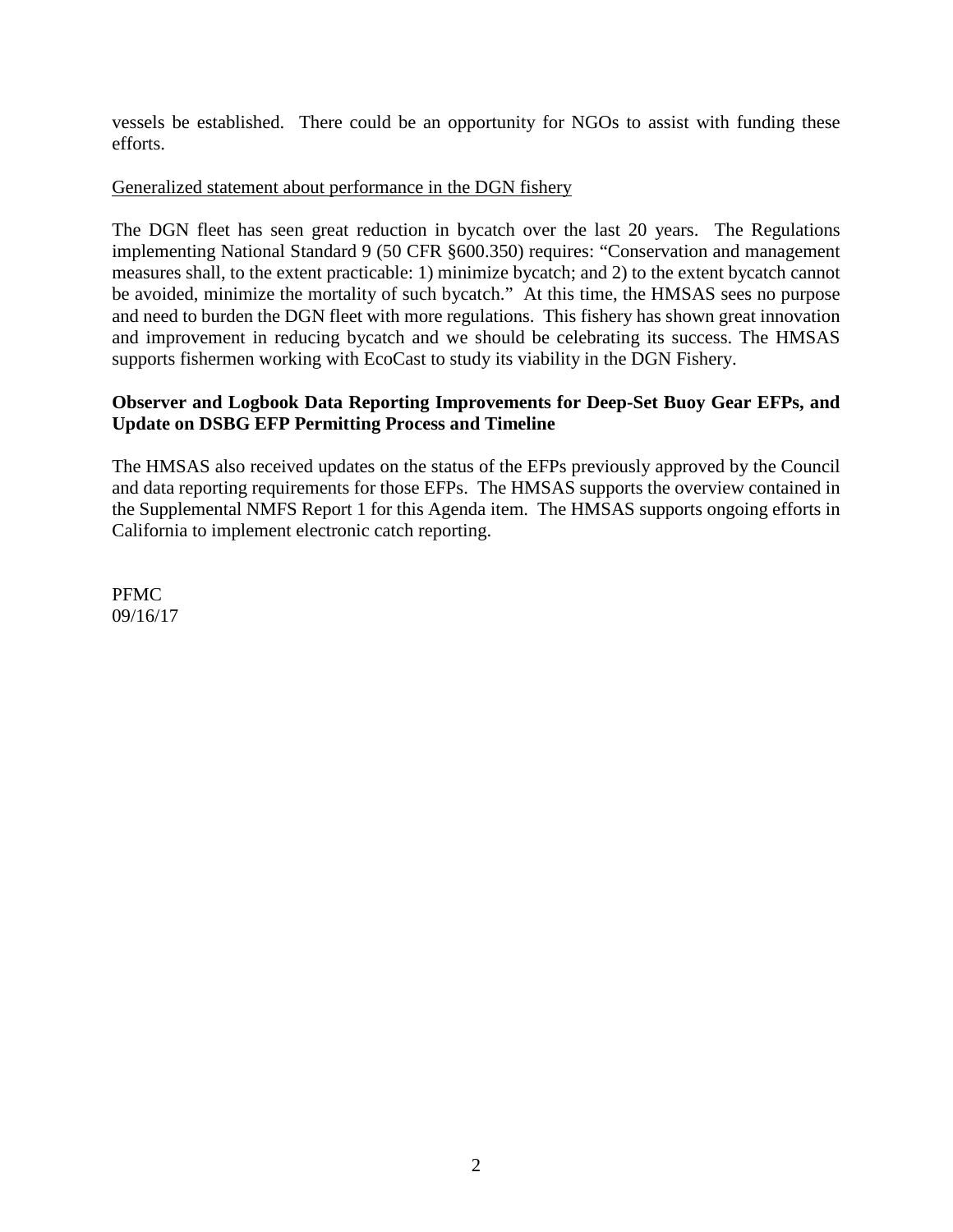vessels be established. There could be an opportunity for NGOs to assist with funding these efforts.

Generalized statement about performance in the DGN fishery

The DGN fleet has seen great reduction in bycatch over the last 20 years. The Regulations implementing National Standard 9 (50 CFR §600.350) requires: "Conservation and management measures shall, to the extent practicable: 1) minimize bycatch; and 2) to the extent bycatch cannot be avoided, minimize the mortality of such bycatch." At this time, the HMSAS sees no purpose and need to burden the DGN fleet with more regulations. This fishery has shown great innovation and improvement in reducing bycatch and we should be celebrating its success. The HMSAS supports fishermen working with EcoCast to study its viability in the DGN Fishery.

**Observer and Logbook Data Reporting Improvements for Deep-Set Buoy Gear EFPs, and Update on DSBG EFP Permitting Process and Timeline**

The HMSAS also received updates on the status of the EFPs previously approved by the Council and data reporting requirements for those EFPs. The HMSAS supports the overview contained in the Supplemental NMFS Report 1 for this Agenda item. The HMSAS supports ongoing efforts in California to implement electronic catch reporting.

PFMC
09/16/17